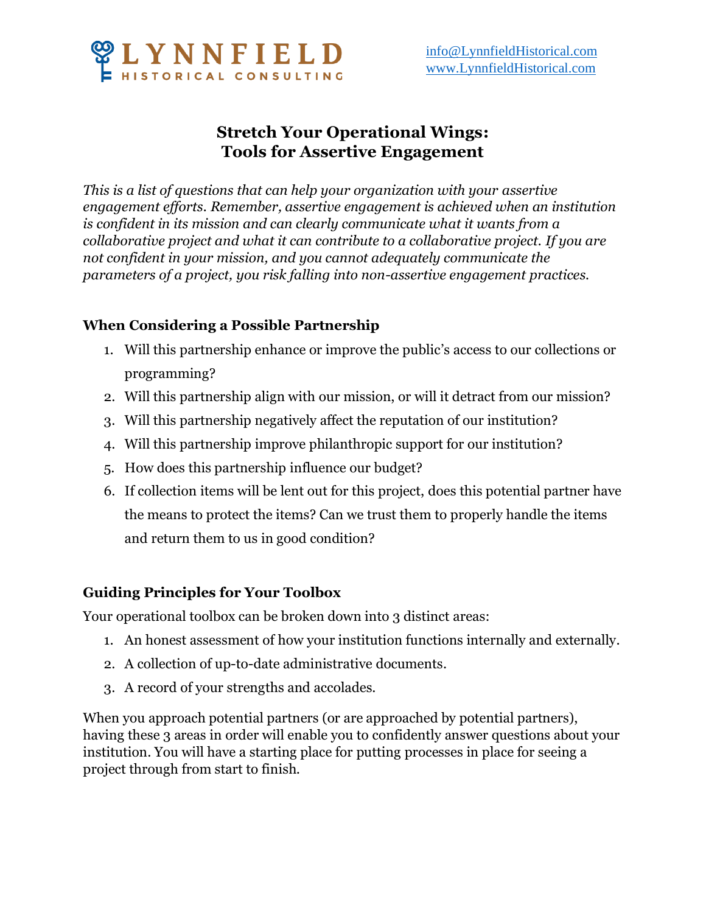LYNNFIELD HISTORICAL CONSULTING

info@LynnfieldHistorical.com
www.LynnfieldHistorical.com

# Stretch Your Operational Wings: Tools for Assertive Engagement

*This is a list of questions that can help your organization with your assertive engagement efforts. Remember, assertive engagement is achieved when an institution is confident in its mission and can clearly communicate what it wants from a collaborative project and what it can contribute to a collaborative project. If you are not confident in your mission, and you cannot adequately communicate the parameters of a project, you risk falling into non-assertive engagement practices.*

## When Considering a Possible Partnership

1. Will this partnership enhance or improve the public's access to our collections or programming?
2. Will this partnership align with our mission, or will it detract from our mission?
3. Will this partnership negatively affect the reputation of our institution?
4. Will this partnership improve philanthropic support for our institution?
5. How does this partnership influence our budget?
6. If collection items will be lent out for this project, does this potential partner have the means to protect the items? Can we trust them to properly handle the items and return them to us in good condition?

## Guiding Principles for Your Toolbox

Your operational toolbox can be broken down into 3 distinct areas:

1. An honest assessment of how your institution functions internally and externally.
2. A collection of up-to-date administrative documents.
3. A record of your strengths and accolades.

When you approach potential partners (or are approached by potential partners), having these 3 areas in order will enable you to confidently answer questions about your institution. You will have a starting place for putting processes in place for seeing a project through from start to finish.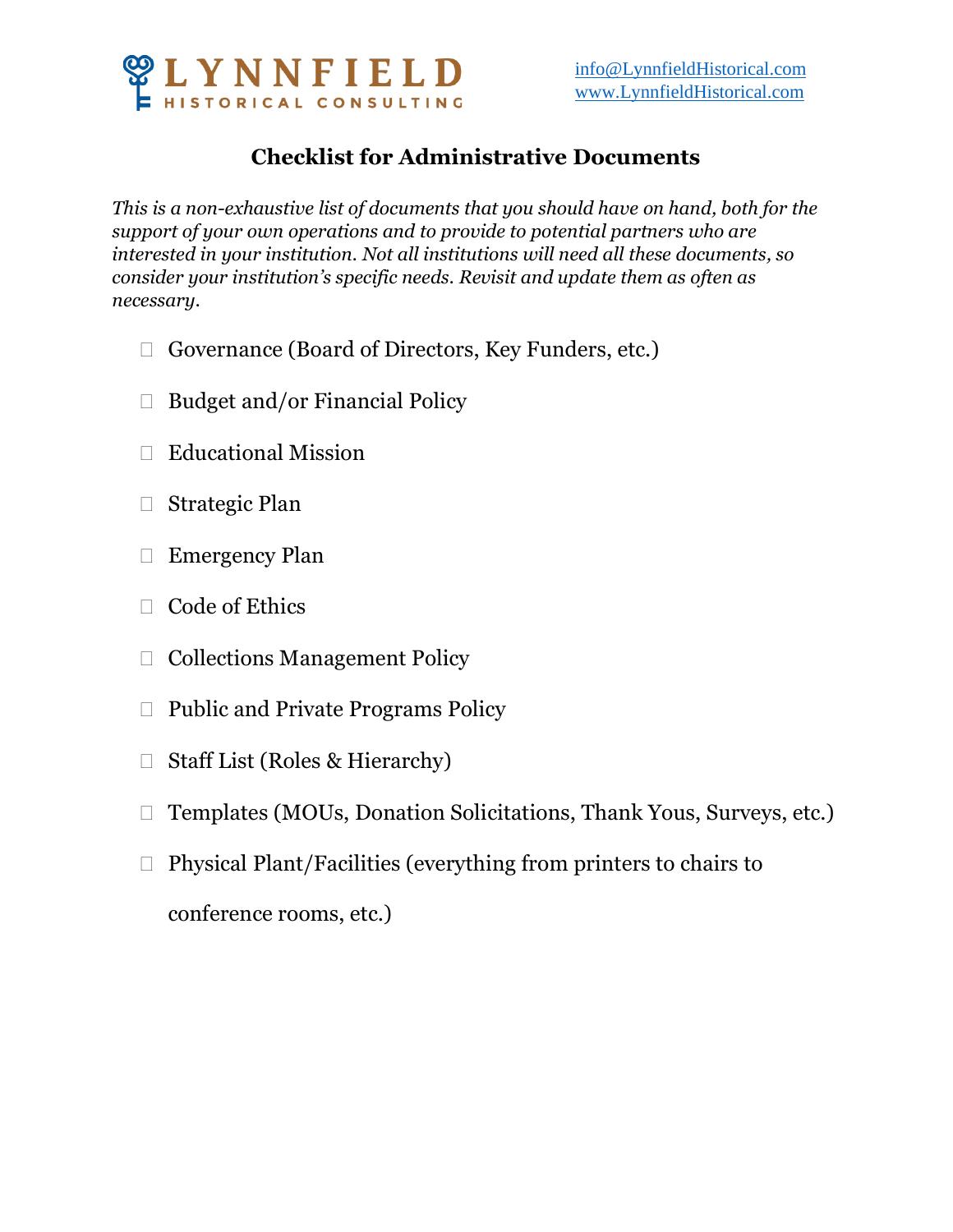LYNNFIELD HISTORICAL CONSULTING

info@LynnfieldHistorical.com
www.LynnfieldHistorical.com

# Checklist for Administrative Documents

*This is a non-exhaustive list of documents that you should have on hand, both for the support of your own operations and to provide to potential partners who are interested in your institution. Not all institutions will need all these documents, so consider your institution's specific needs. Revisit and update them as often as necessary.*

- [ ] Governance (Board of Directors, Key Funders, etc.)
- [ ] Budget and/or Financial Policy
- [ ] Educational Mission
- [ ] Strategic Plan
- [ ] Emergency Plan
- [ ] Code of Ethics
- [ ] Collections Management Policy
- [ ] Public and Private Programs Policy
- [ ] Staff List (Roles & Hierarchy)
- [ ] Templates (MOUs, Donation Solicitations, Thank Yous, Surveys, etc.)
- [ ] Physical Plant/Facilities (everything from printers to chairs to conference rooms, etc.)